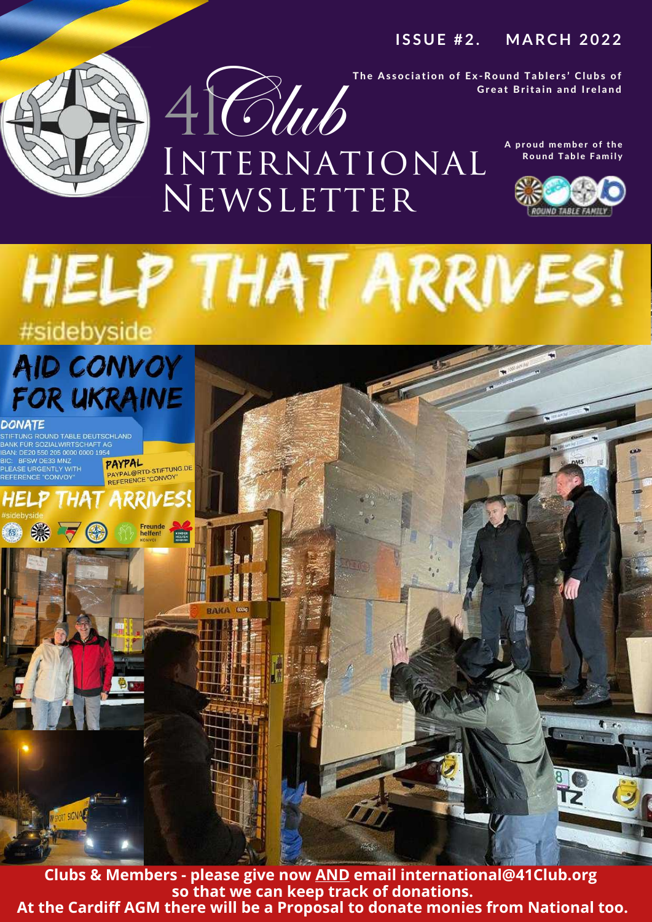**ISSUE #2. MARCH 2022**

# 41Club International Newsletter

**The Association of Ex-Round Tablers' Clubs of Great Britain and Ireland**

**A proud member of the Round Table Family**

# HELP THAT ARRIVES!

#sidebyside

## AID CONVOY FOR UKRAINE

**DONATE**

STIFTUNG ROUND TABLE DEUTSCHLAND
BANK FÜR SOZIALWIRTSCHAFT AG
IBAN: DE20 550 205 0000 0000 1954
BIC: BFSW DE33 MNZ
PLEASE URGENTLY WITH REFERENCE "CONVOY"

**PAYPAL**
PAYPAL@RTD-STIFTUNG.DE
REFERENCE "CONVOY"

**HELP THAT ARRIVES!**
#sidebyside

**Clubs & Members - please give now AND email international@41Club.org so that we can keep track of donations.**
**At the Cardiff AGM there will be a Proposal to donate monies from National too.**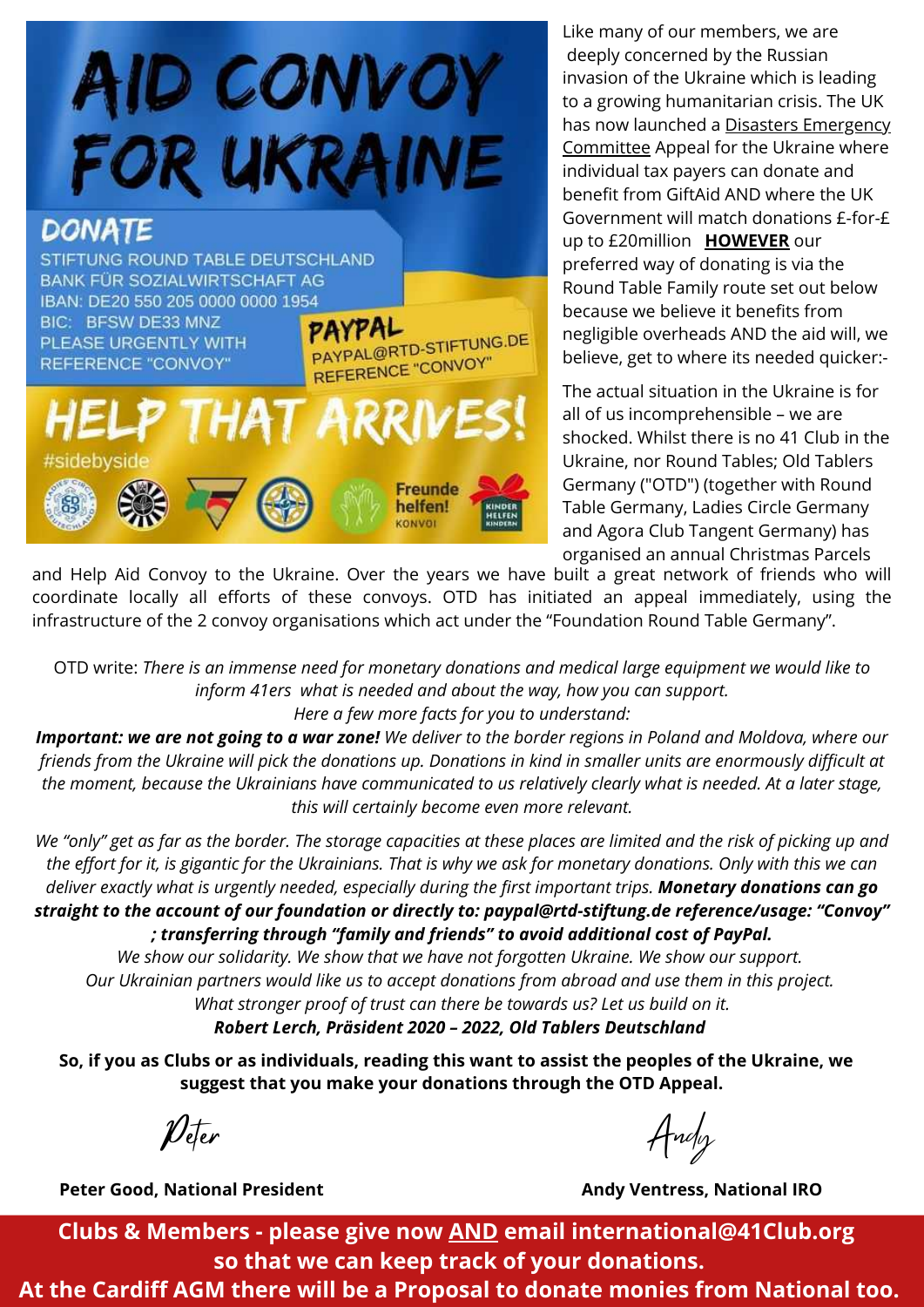# AID CONVOY FOR UKRAINE

## DONATE

STIFTUNG ROUND TABLE DEUTSCHLAND
BANK FÜR SOZIALWIRTSCHAFT AG
IBAN: DE20 550 205 0000 0000 1954
BIC: BFSW DE33 MNZ
PLEASE URGENTLY WITH REFERENCE "CONVOY"

**PAYPAL**
PAYPAL@RTD-STIFTUNG.DE
REFERENCE "CONVOY"

## HELP THAT ARRIVES!

#sidebyside

Freunde helfen! KONVOI

KINDER HELFEN KINDERN

Like many of our members, we are deeply concerned by the Russian invasion of the Ukraine which is leading to a growing humanitarian crisis. The UK has now launched a Disasters Emergency Committee Appeal for the Ukraine where individual tax payers can donate and benefit from GiftAid AND where the UK Government will match donations £-for-£ up to £20million **HOWEVER** our preferred way of donating is via the Round Table Family route set out below because we believe it benefits from negligible overheads AND the aid will, we believe, get to where its needed quicker:-

The actual situation in the Ukraine is for all of us incomprehensible – we are shocked. Whilst there is no 41 Club in the Ukraine, nor Round Tables; Old Tablers Germany ("OTD") (together with Round Table Germany, Ladies Circle Germany and Agora Club Tangent Germany) has organised an annual Christmas Parcels and Help Aid Convoy to the Ukraine. Over the years we have built a great network of friends who will coordinate locally all efforts of these convoys. OTD has initiated an appeal immediately, using the infrastructure of the 2 convoy organisations which act under the "Foundation Round Table Germany".

OTD write: *There is an immense need for monetary donations and medical large equipment we would like to inform 41ers what is needed and about the way, how you can support.*
*Here a few more facts for you to understand:*

***Important: we are not going to a war zone!*** *We deliver to the border regions in Poland and Moldova, where our friends from the Ukraine will pick the donations up. Donations in kind in smaller units are enormously difficult at the moment, because the Ukrainians have communicated to us relatively clearly what is needed. At a later stage, this will certainly become even more relevant.*

*We "only" get as far as the border. The storage capacities at these places are limited and the risk of picking up and the effort for it, is gigantic for the Ukrainians. That is why we ask for monetary donations. Only with this we can deliver exactly what is urgently needed, especially during the first important trips.* ***Monetary donations can go straight to the account of our foundation or directly to: paypal@rtd-stiftung.de reference/usage: "Convoy" ; transferring through "family and friends" to avoid additional cost of PayPal.***

*We show our solidarity. We show that we have not forgotten Ukraine. We show our support.*
*Our Ukrainian partners would like us to accept donations from abroad and use them in this project.*
*What stronger proof of trust can there be towards us? Let us build on it.*
***Robert Lerch, Präsident 2020 – 2022, Old Tablers Deutschland***

**So, if you as Clubs or as individuals, reading this want to assist the peoples of the Ukraine, we suggest that you make your donations through the OTD Appeal.**

Peter — **Peter Good, National President**

Andy — **Andy Ventress, National IRO**

**Clubs & Members - please give now AND email international@41Club.org so that we can keep track of your donations.**
**At the Cardiff AGM there will be a Proposal to donate monies from National too.**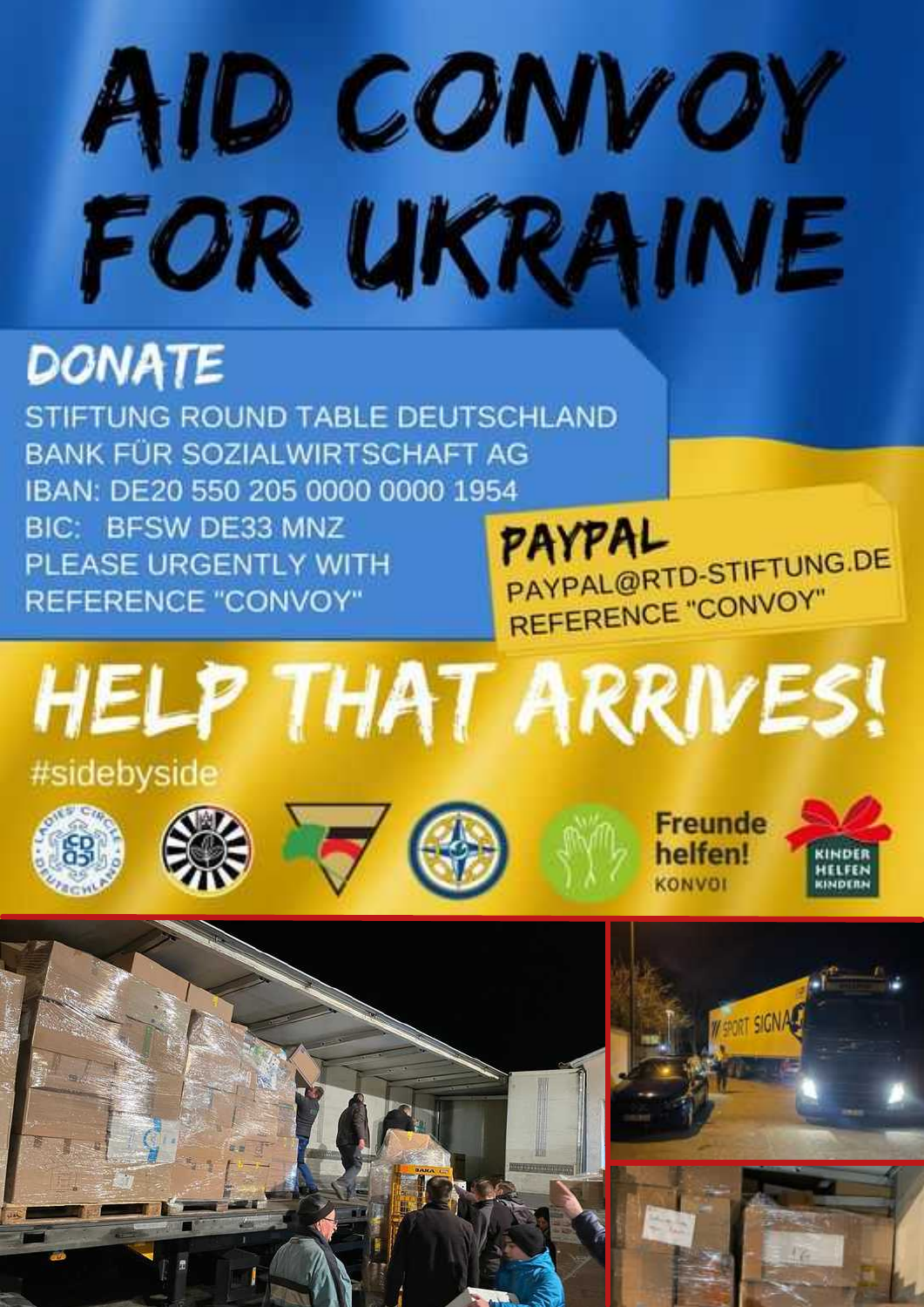# AID CONVOY FOR UKRAINE

## DONATE

STIFTUNG ROUND TABLE DEUTSCHLAND
BANK FÜR SOZIALWIRTSCHAFT AG
IBAN: DE20 550 205 0000 0000 1954
BIC: BFSW DE33 MNZ
PLEASE URGENTLY WITH
REFERENCE "CONVOY"

## PAYPAL

PAYPAL@RTD-STIFTUNG.DE
REFERENCE "CONVOY"

# HELP THAT ARRIVES!

#sidebyside

Freunde helfen! KONVOI

KINDER HELFEN KINDERN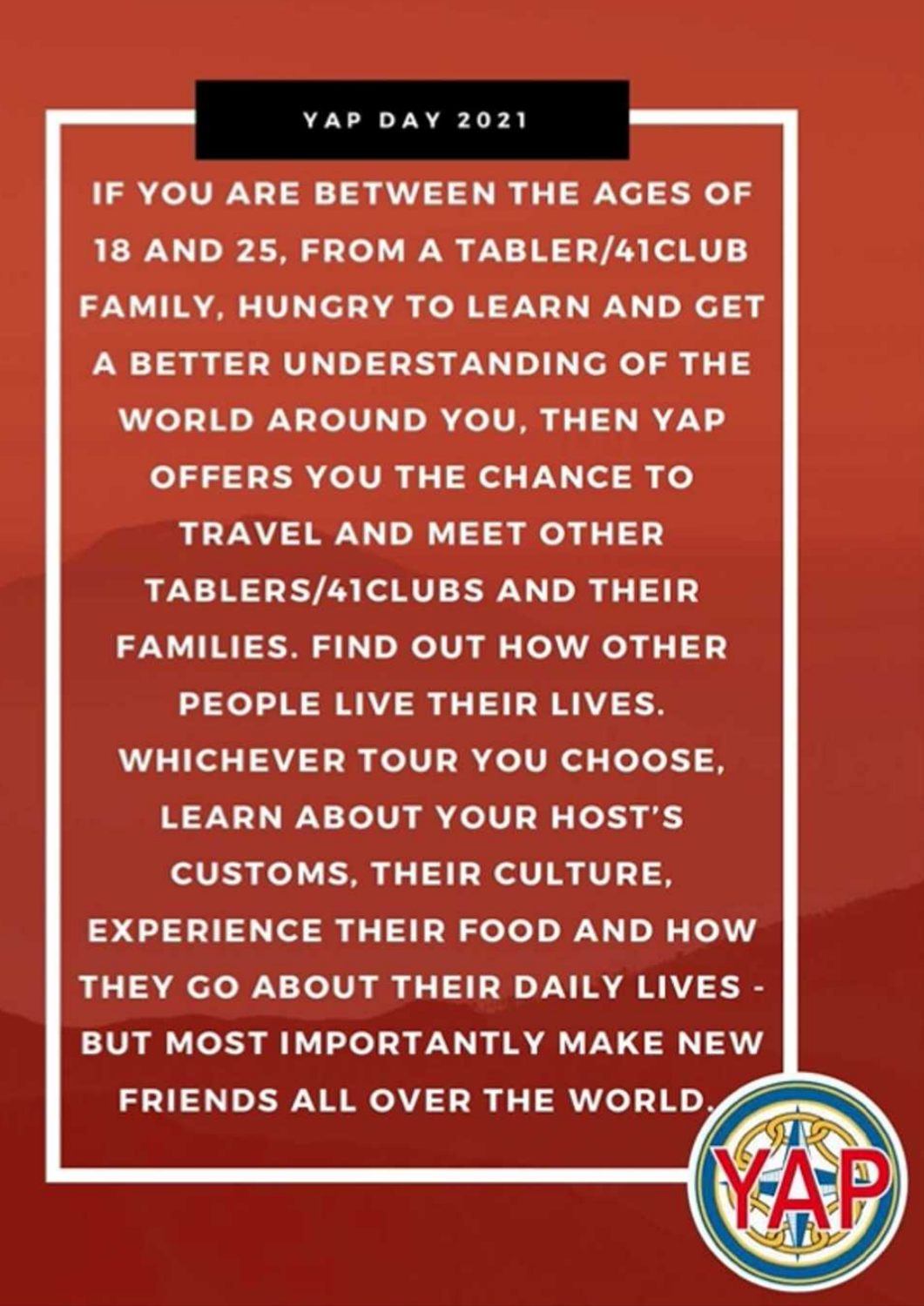## YAP DAY 2021

IF YOU ARE BETWEEN THE AGES OF 18 AND 25, FROM A TABLER/41CLUB FAMILY, HUNGRY TO LEARN AND GET A BETTER UNDERSTANDING OF THE WORLD AROUND YOU, THEN YAP OFFERS YOU THE CHANCE TO TRAVEL AND MEET OTHER TABLERS/41CLUBS AND THEIR FAMILIES. FIND OUT HOW OTHER PEOPLE LIVE THEIR LIVES. WHICHEVER TOUR YOU CHOOSE, LEARN ABOUT YOUR HOST'S CUSTOMS, THEIR CULTURE, EXPERIENCE THEIR FOOD AND HOW THEY GO ABOUT THEIR DAILY LIVES - BUT MOST IMPORTANTLY MAKE NEW FRIENDS ALL OVER THE WORLD.

YAP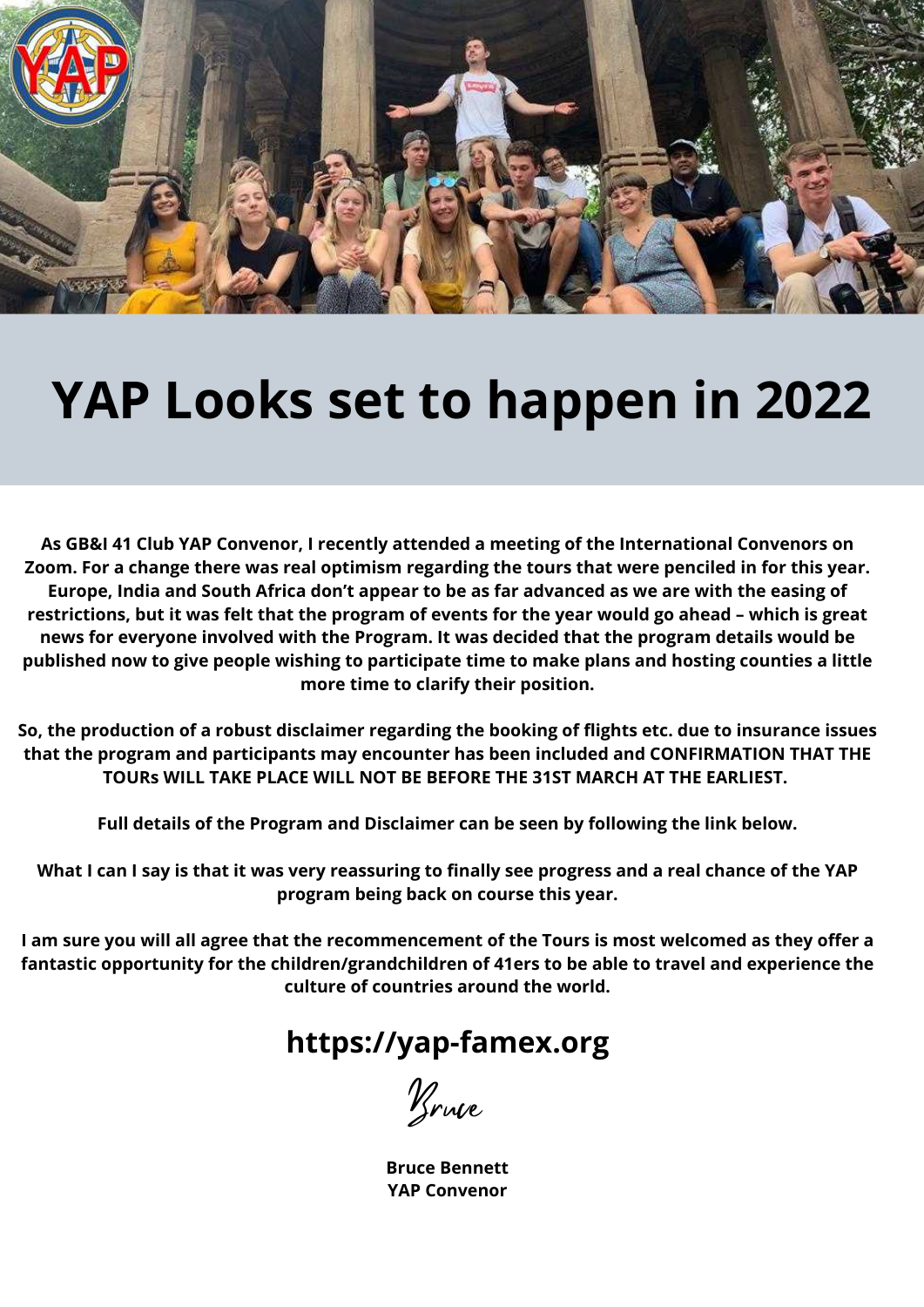# YAP Looks set to happen in 2022

**As GB&I 41 Club YAP Convenor, I recently attended a meeting of the International Convenors on Zoom. For a change there was real optimism regarding the tours that were penciled in for this year. Europe, India and South Africa don't appear to be as far advanced as we are with the easing of restrictions, but it was felt that the program of events for the year would go ahead – which is great news for everyone involved with the Program. It was decided that the program details would be published now to give people wishing to participate time to make plans and hosting counties a little more time to clarify their position.**

**So, the production of a robust disclaimer regarding the booking of flights etc. due to insurance issues that the program and participants may encounter has been included and CONFIRMATION THAT THE TOURs WILL TAKE PLACE WILL NOT BE BEFORE THE 31ST MARCH AT THE EARLIEST.**

**Full details of the Program and Disclaimer can be seen by following the link below.**

**What I can I say is that it was very reassuring to finally see progress and a real chance of the YAP program being back on course this year.**

**I am sure you will all agree that the recommencement of the Tours is most welcomed as they offer a fantastic opportunity for the children/grandchildren of 41ers to be able to travel and experience the culture of countries around the world.**

## https://yap-famex.org

*Bruce*

**Bruce Bennett**
**YAP Convenor**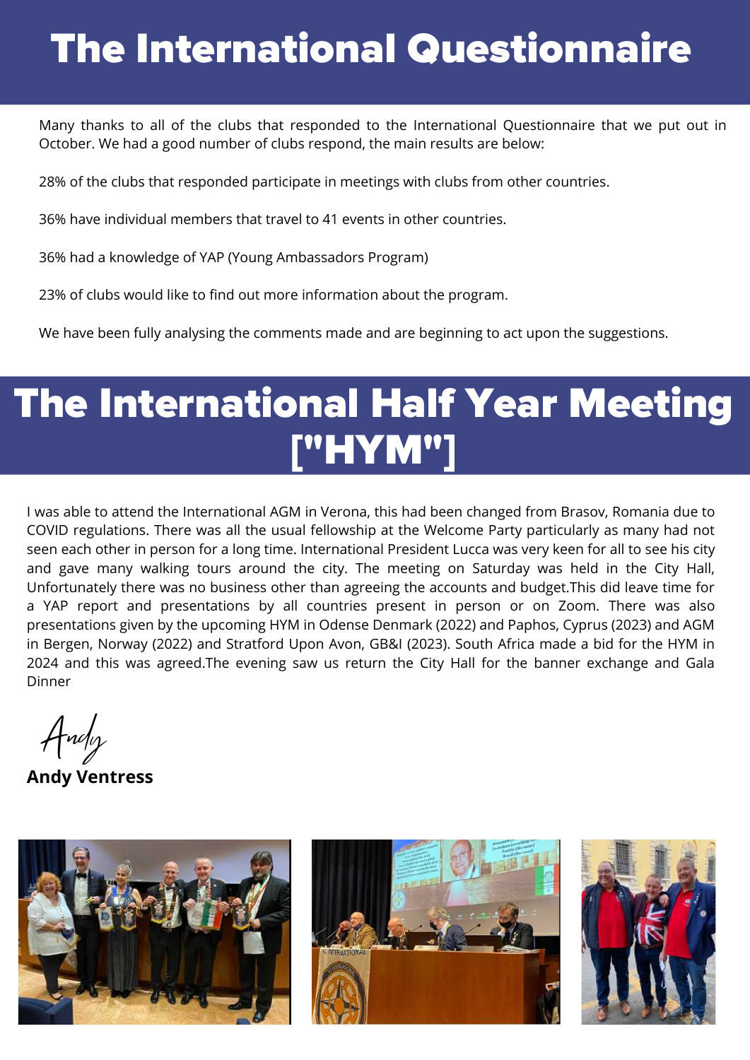# The International Questionnaire

Many thanks to all of the clubs that responded to the International Questionnaire that we put out in October. We had a good number of clubs respond, the main results are below:

28% of the clubs that responded participate in meetings with clubs from other countries.

36% have individual members that travel to 41 events in other countries.

36% had a knowledge of YAP (Young Ambassadors Program)

23% of clubs would like to find out more information about the program.

We have been fully analysing the comments made and are beginning to act upon the suggestions.

# The International Half Year Meeting ["HYM"]

I was able to attend the International AGM in Verona, this had been changed from Brasov, Romania due to COVID regulations. There was all the usual fellowship at the Welcome Party particularly as many had not seen each other in person for a long time. International President Lucca was very keen for all to see his city and gave many walking tours around the city. The meeting on Saturday was held in the City Hall, Unfortunately there was no business other than agreeing the accounts and budget.This did leave time for a YAP report and presentations by all countries present in person or on Zoom. There was also presentations given by the upcoming HYM in Odense Denmark (2022) and Paphos, Cyprus (2023) and AGM in Bergen, Norway (2022) and Stratford Upon Avon, GB&I (2023). South Africa made a bid for the HYM in 2024 and this was agreed.The evening saw us return the City Hall for the banner exchange and Gala Dinner

*Andy*

**Andy Ventress**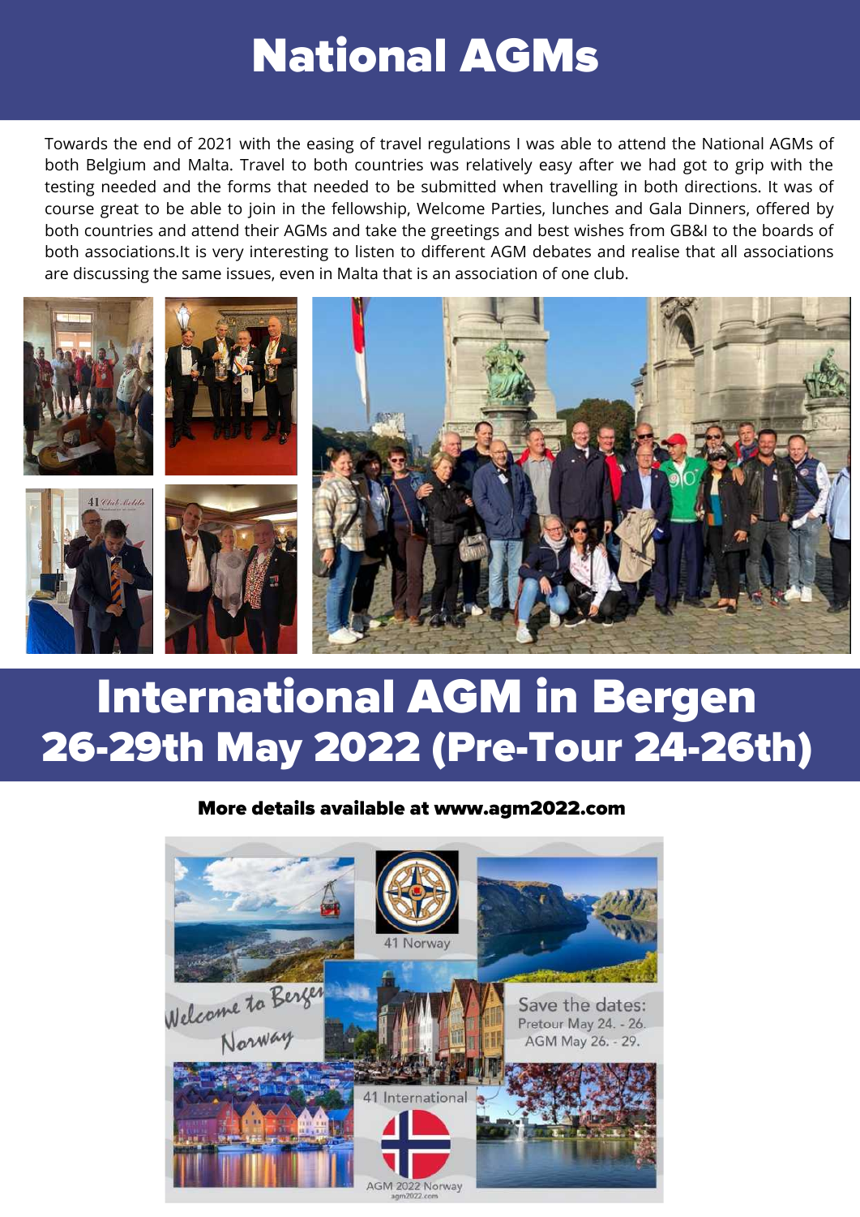# National AGMs

Towards the end of 2021 with the easing of travel regulations I was able to attend the National AGMs of both Belgium and Malta. Travel to both countries was relatively easy after we had got to grip with the testing needed and the forms that needed to be submitted when travelling in both directions. It was of course great to be able to join in the fellowship, Welcome Parties, lunches and Gala Dinners, offered by both countries and attend their AGMs and take the greetings and best wishes from GB&I to the boards of both associations.It is very interesting to listen to different AGM debates and realise that all associations are discussing the same issues, even in Malta that is an association of one club.

# International AGM in Bergen 26-29th May 2022 (Pre-Tour 24-26th)

**More details available at www.agm2022.com**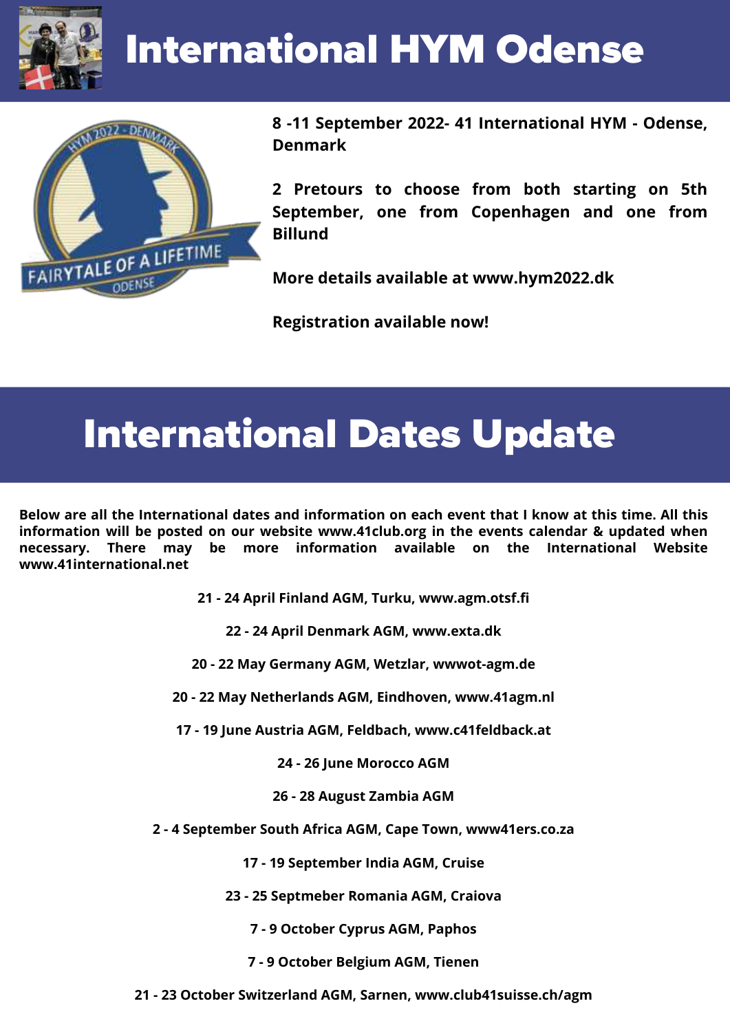# International HYM Odense

**8 -11 September 2022- 41 International HYM - Odense, Denmark**

**2 Pretours to choose from both starting on 5th September, one from Copenhagen and one from Billund**

**More details available at www.hym2022.dk**

**Registration available now!**

# International Dates Update

**Below are all the International dates and information on each event that I know at this time. All this information will be posted on our website www.41club.org in the events calendar & updated when necessary. There may be more information available on the International Website www.41international.net**

**21 - 24 April Finland AGM, Turku, www.agm.otsf.fi**

**22 - 24 April Denmark AGM, www.exta.dk**

**20 - 22 May Germany AGM, Wetzlar, wwwot-agm.de**

**20 - 22 May Netherlands AGM, Eindhoven, www.41agm.nl**

**17 - 19 June Austria AGM, Feldbach, www.c41feldback.at**

**24 - 26 June Morocco AGM**

**26 - 28 August Zambia AGM**

**2 - 4 September South Africa AGM, Cape Town, www41ers.co.za**

**17 - 19 September India AGM, Cruise**

**23 - 25 Septmeber Romania AGM, Craiova**

**7 - 9 October Cyprus AGM, Paphos**

**7 - 9 October Belgium AGM, Tienen**

**21 - 23 October Switzerland AGM, Sarnen, www.club41suisse.ch/agm**